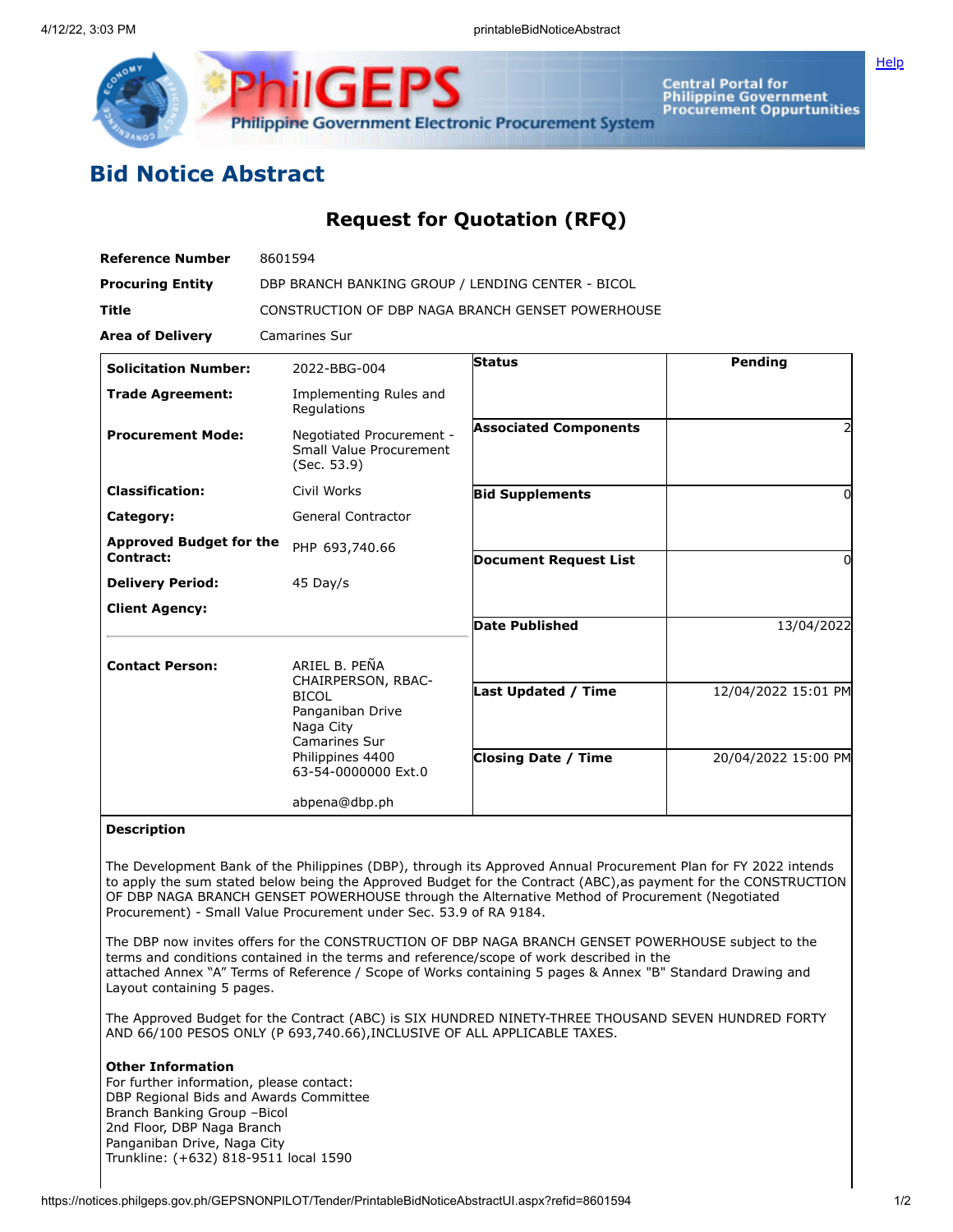# Bid Notice Abstract

## Request for Quotation (RFQ)

| | |
|---|---|
| **Reference Number** | 8601594 |
| **Procuring Entity** | DBP BRANCH BANKING GROUP / LENDING CENTER - BICOL |
| **Title** | CONSTRUCTION OF DBP NAGA BRANCH GENSET POWERHOUSE |
| **Area of Delivery** | Camarines Sur |

| | | | |
|---|---|---|---|
| **Solicitation Number:** | 2022-BBG-004 | **Status** | Pending |
| **Trade Agreement:** | Implementing Rules and Regulations | | |
| **Procurement Mode:** | Negotiated Procurement - Small Value Procurement (Sec. 53.9) | **Associated Components** | 2 |
| **Classification:** | Civil Works | **Bid Supplements** | 0 |
| **Category:** | General Contractor | | |
| **Approved Budget for the Contract:** | PHP 693,740.66 | **Document Request List** | 0 |
| **Delivery Period:** | 45 Day/s | | |
| **Client Agency:** | | **Date Published** | 13/04/2022 |
| **Contact Person:** | ARIEL B. PEÑA<br>CHAIRPERSON, RBAC-BICOL<br>Panganiban Drive<br>Naga City<br>Camarines Sur<br>Philippines 4400<br>63-54-0000000 Ext.0<br><br>abpena@dbp.ph | **Last Updated / Time** | 12/04/2022 15:01 PM |
| | | **Closing Date / Time** | 20/04/2022 15:00 PM |

**Description**

The Development Bank of the Philippines (DBP), through its Approved Annual Procurement Plan for FY 2022 intends to apply the sum stated below being the Approved Budget for the Contract (ABC),as payment for the CONSTRUCTION OF DBP NAGA BRANCH GENSET POWERHOUSE through the Alternative Method of Procurement (Negotiated Procurement) - Small Value Procurement under Sec. 53.9 of RA 9184.

The DBP now invites offers for the CONSTRUCTION OF DBP NAGA BRANCH GENSET POWERHOUSE subject to the terms and conditions contained in the terms and reference/scope of work described in the attached Annex "A" Terms of Reference / Scope of Works containing 5 pages & Annex "B" Standard Drawing and Layout containing 5 pages.

The Approved Budget for the Contract (ABC) is SIX HUNDRED NINETY-THREE THOUSAND SEVEN HUNDRED FORTY AND 66/100 PESOS ONLY (P 693,740.66),INCLUSIVE OF ALL APPLICABLE TAXES.

**Other Information**
For further information, please contact:
DBP Regional Bids and Awards Committee
Branch Banking Group –Bicol
2nd Floor, DBP Naga Branch
Panganiban Drive, Naga City
Trunkline: (+632) 818-9511 local 1590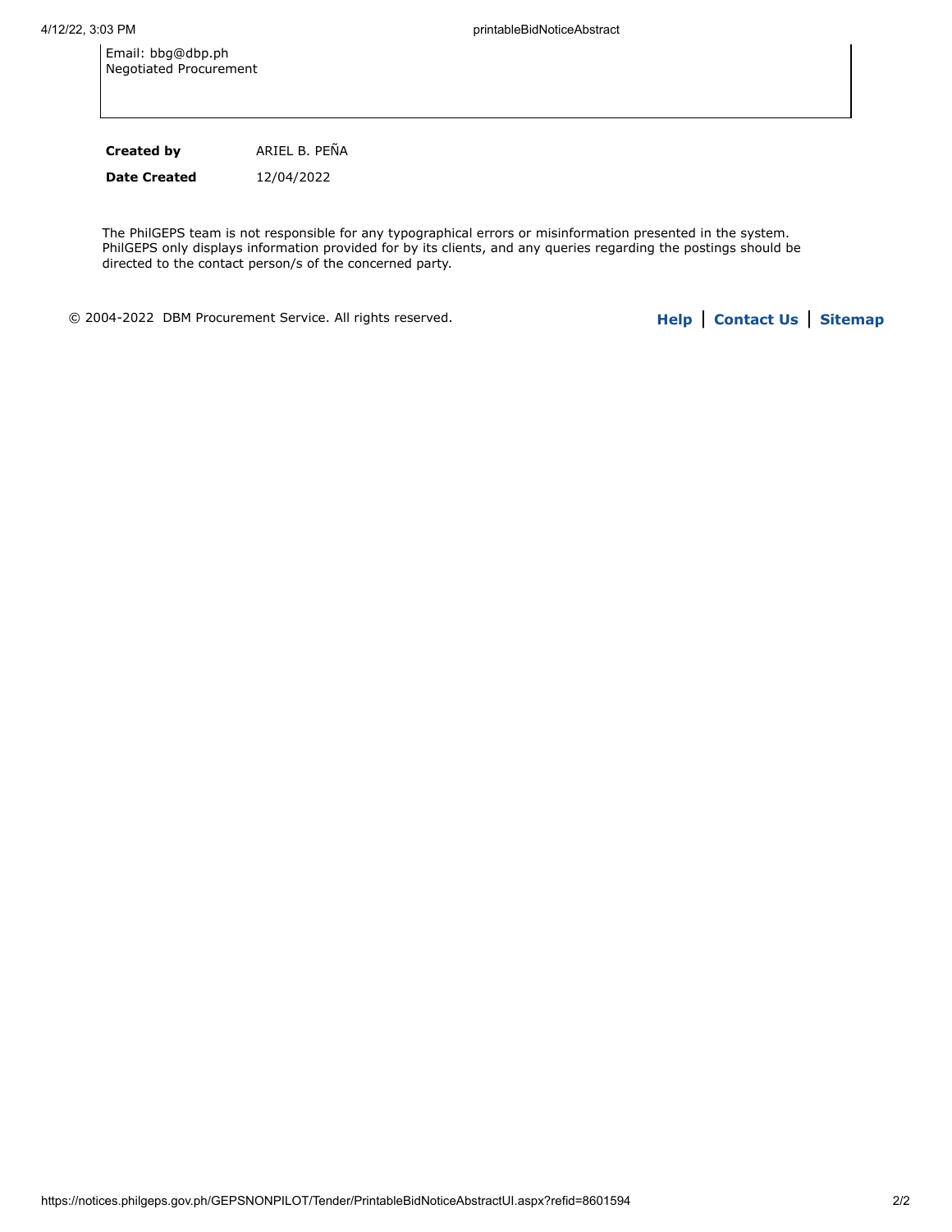Email: bbg@dbp.ph
Negotiated Procurement

| | |
|---|---|
| **Created by** | ARIEL B. PEÑA |
| **Date Created** | 12/04/2022 |

The PhilGEPS team is not responsible for any typographical errors or misinformation presented in the system. PhilGEPS only displays information provided for by its clients, and any queries regarding the postings should be directed to the contact person/s of the concerned party.

© 2004-2022 DBM Procurement Service. All rights reserved.

**Help** | **Contact Us** | **Sitemap**